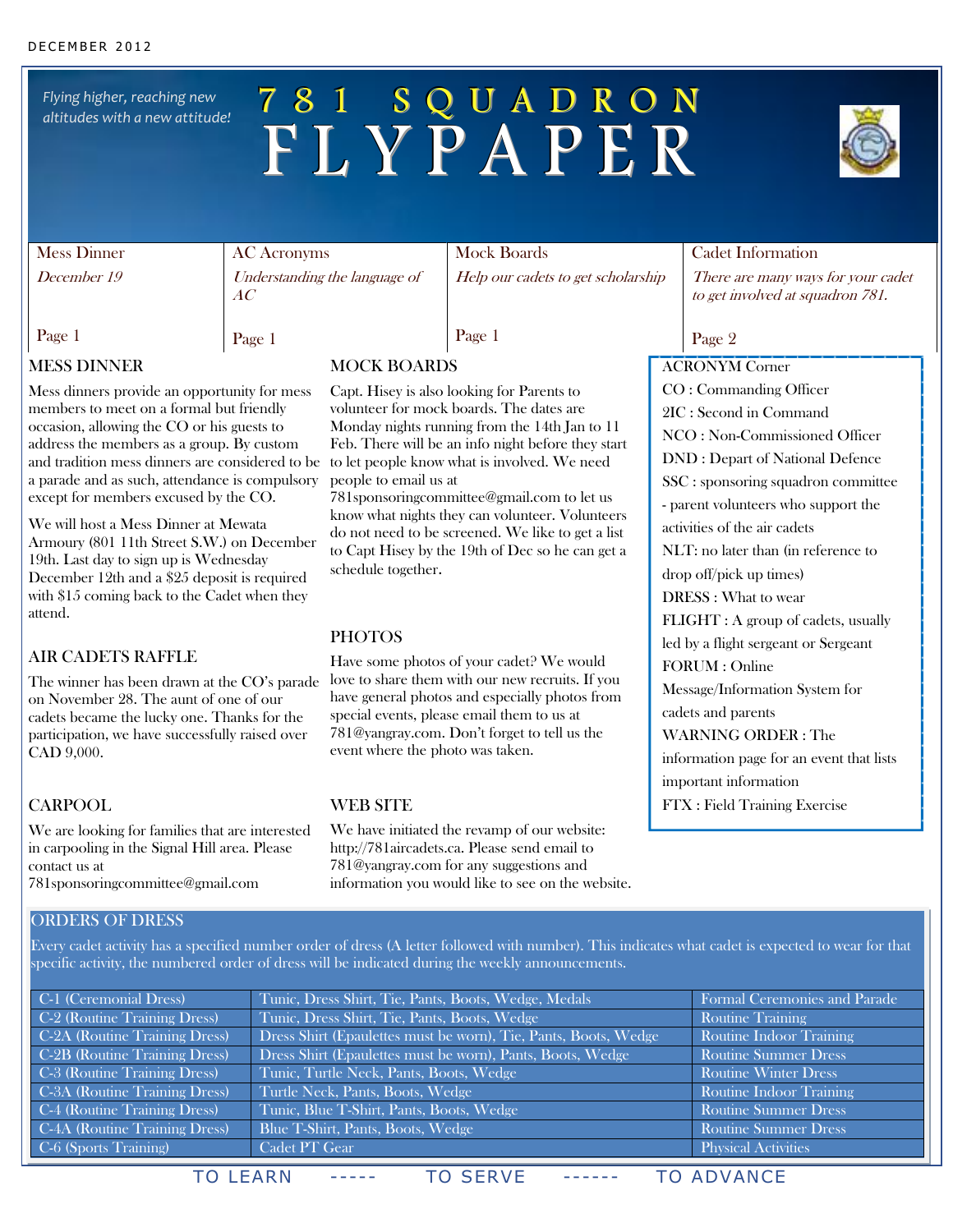DECEMBER 2012

*Flying higher, reaching new altitudes with a new attitude!*

# 781 SQUADRON FLYPAPER

| Mess Dinner | AC Acronyms | Mock Boards | Cadet Information |
|---|---|---|---|
| *December 19* | *Understanding the language of AC* | *Help our cadets to get scholarship* | *There are many ways for your cadet to get involved at squadron 781.* |
| Page 1 | Page 1 | Page 1 | Page 2 |

## MESS DINNER

Mess dinners provide an opportunity for mess members to meet on a formal but friendly occasion, allowing the CO or his guests to address the members as a group. By custom and tradition mess dinners are considered to be a parade and as such, attendance is compulsory except for members excused by the CO.

We will host a Mess Dinner at Mewata Armoury (801 11th Street S.W.) on December 19th. Last day to sign up is Wednesday December 12th and a $25 deposit is required with $15 coming back to the Cadet when they attend.

## AIR CADETS RAFFLE

The winner has been drawn at the CO's parade on November 28. The aunt of one of our cadets became the lucky one. Thanks for the participation, we have successfully raised over CAD 9,000.

## CARPOOL

We are looking for families that are interested in carpooling in the Signal Hill area. Please contact us at 781sponsoringcommittee@gmail.com

## MOCK BOARDS

Capt. Hisey is also looking for Parents to volunteer for mock boards. The dates are Monday nights running from the 14th Jan to 11 Feb. There will be an info night before they start to let people know what is involved. We need people to email us at 781sponsoringcommittee@gmail.com to let us know what nights they can volunteer. Volunteers do not need to be screened. We like to get a list to Capt Hisey by the 19th of Dec so he can get a schedule together.

## PHOTOS

Have some photos of your cadet? We would love to share them with our new recruits. If you have general photos and especially photos from special events, please email them to us at 781@yangray.com. Don't forget to tell us the event where the photo was taken.

## WEB SITE

We have initiated the revamp of our website: http://781aircadets.ca. Please send email to 781@yangray.com for any suggestions and information you would like to see on the website.

## ACRONYM Corner

CO : Commanding Officer

2IC : Second in Command

NCO : Non-Commissioned Officer

DND : Depart of National Defence

SSC : sponsoring squadron committee - parent volunteers who support the activities of the air cadets

NLT: no later than (in reference to drop off/pick up times)

DRESS : What to wear

FLIGHT : A group of cadets, usually led by a flight sergeant or Sergeant

FORUM : Online Message/Information System for cadets and parents

WARNING ORDER : The information page for an event that lists important information

FTX : Field Training Exercise

## ORDERS OF DRESS

Every cadet activity has a specified number order of dress (A letter followed with number). This indicates what cadet is expected to wear for that specific activity, the numbered order of dress will be indicated during the weekly announcements.

| Order | Items | Use |
|---|---|---|
| C-1 (Ceremonial Dress) | Tunic, Dress Shirt, Tie, Pants, Boots, Wedge, Medals | Formal Ceremonies and Parade |
| C-2 (Routine Training Dress) | Tunic, Dress Shirt, Tie, Pants, Boots, Wedge | Routine Training |
| C-2A (Routine Training Dress) | Dress Shirt (Epaulettes must be worn), Tie, Pants, Boots, Wedge | Routine Indoor Training |
| C-2B (Routine Training Dress) | Dress Shirt (Epaulettes must be worn), Pants, Boots, Wedge | Routine Summer Dress |
| C-3 (Routine Training Dress) | Tunic, Turtle Neck, Pants, Boots, Wedge | Routine Winter Dress |
| C-3A (Routine Training Dress) | Turtle Neck, Pants, Boots, Wedge | Routine Indoor Training |
| C-4 (Routine Training Dress) | Tunic, Blue T-Shirt, Pants, Boots, Wedge | Routine Summer Dress |
| C-4A (Routine Training Dress) | Blue T-Shirt, Pants, Boots, Wedge | Routine Summer Dress |
| C-6 (Sports Training) | Cadet PT Gear | Physical Activities |

TO LEARN ----- TO SERVE ------ TO ADVANCE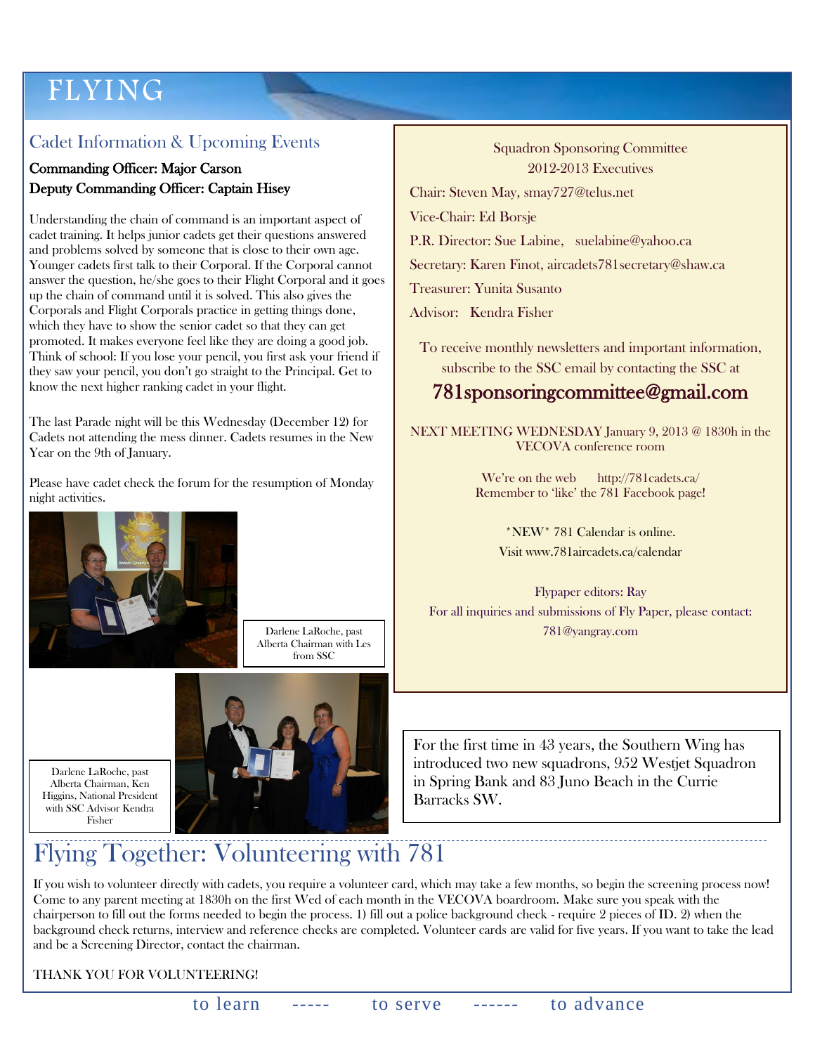# FLYING

## Cadet Information & Upcoming Events

**Commanding Officer: Major Carson**
**Deputy Commanding Officer: Captain Hisey**

Understanding the chain of command is an important aspect of cadet training. It helps junior cadets get their questions answered and problems solved by someone that is close to their own age. Younger cadets first talk to their Corporal. If the Corporal cannot answer the question, he/she goes to their Flight Corporal and it goes up the chain of command until it is solved. This also gives the Corporals and Flight Corporals practice in getting things done, which they have to show the senior cadet so that they can get promoted. It makes everyone feel like they are doing a good job. Think of school: If you lose your pencil, you first ask your friend if they saw your pencil, you don't go straight to the Principal. Get to know the next higher ranking cadet in your flight.

The last Parade night will be this Wednesday (December 12) for Cadets not attending the mess dinner. Cadets resumes in the New Year on the 9th of January.

Please have cadet check the forum for the resumption of Monday night activities.

Darlene LaRoche, past Alberta Chairman with Les from SSC

Darlene LaRoche, past Alberta Chairman, Ken Higgins, National President with SSC Advisor Kendra Fisher

Squadron Sponsoring Committee
2012-2013 Executives

Chair: Steven May, smay727@telus.net

Vice-Chair: Ed Borsje

P.R. Director: Sue Labine, suelabine@yahoo.ca

Secretary: Karen Finot, aircadets781secretary@shaw.ca

Treasurer: Yunita Susanto

Advisor: Kendra Fisher

To receive monthly newsletters and important information, subscribe to the SSC email by contacting the SSC at

**781sponsoringcommittee@gmail.com**

NEXT MEETING WEDNESDAY January 9, 2013 @ 1830h in the VECOVA conference room

We're on the web http://781cadets.ca/
Remember to 'like' the 781 Facebook page!

*NEW* 781 Calendar is online.
Visit www.781aircadets.ca/calendar

Flypaper editors: Ray
For all inquiries and submissions of Fly Paper, please contact:
781@yangray.com

For the first time in 43 years, the Southern Wing has introduced two new squadrons, 952 Westjet Squadron in Spring Bank and 83 Juno Beach in the Currie Barracks SW.

## Flying Together: Volunteering with 781

If you wish to volunteer directly with cadets, you require a volunteer card, which may take a few months, so begin the screening process now! Come to any parent meeting at 1830h on the first Wed of each month in the VECOVA boardroom. Make sure you speak with the chairperson to fill out the forms needed to begin the process. 1) fill out a police background check - require 2 pieces of ID. 2) when the background check returns, interview and reference checks are completed. Volunteer cards are valid for five years. If you want to take the lead and be a Screening Director, contact the chairman.

THANK YOU FOR VOLUNTEERING!

to learn ----- to serve ------ to advance